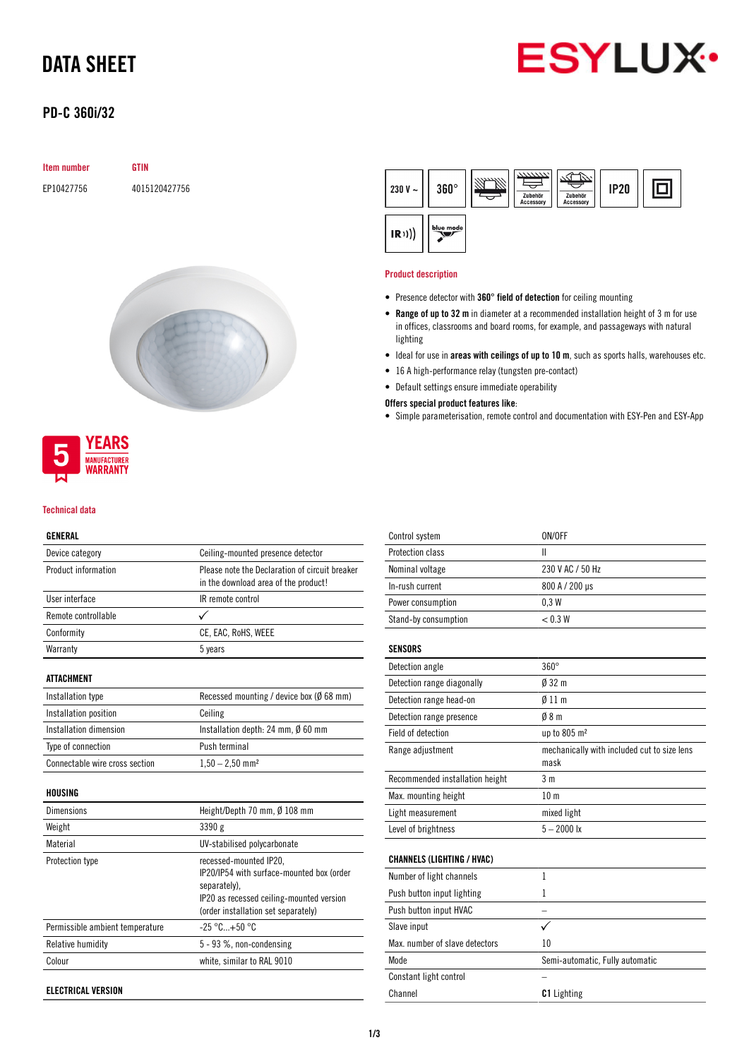# DATA SHEET

## PD-C 360i/32

| Item number | GTIN |
| --- | --- |
| EP10427756 | 4015120427756 |

230 V ~ | 360° | Zubehör Accessory | Zubehör Accessory | IP20 | IR | blue mode

5 YEARS MANUFACTURER WARRANTY

### Product description

- Presence detector with **360° field of detection** for ceiling mounting
- **Range of up to 32 m** in diameter at a recommended installation height of 3 m for use in offices, classrooms and board rooms, for example, and passageways with natural lighting
- Ideal for use in **areas with ceilings of up to 10 m**, such as sports halls, warehouses etc.
- 16 A high-performance relay (tungsten pre-contact)
- Default settings ensure immediate operability

**Offers special product features like:**

- Simple parameterisation, remote control and documentation with ESY-Pen and ESY-App

### Technical data

| GENERAL | |
| --- | --- |
| Device category | Ceiling-mounted presence detector |
| Product information | Please note the Declaration of circuit breaker in the download area of the product! |
| User interface | IR remote control |
| Remote controllable | ✓ |
| Conformity | CE, EAC, RoHS, WEEE |
| Warranty | 5 years |

| ATTACHMENT | |
| --- | --- |
| Installation type | Recessed mounting / device box (Ø 68 mm) |
| Installation position | Ceiling |
| Installation dimension | Installation depth: 24 mm, Ø 60 mm |
| Type of connection | Push terminal |
| Connectable wire cross section | 1,50 – 2,50 mm² |

| HOUSING | |
| --- | --- |
| Dimensions | Height/Depth 70 mm, Ø 108 mm |
| Weight | 3390 g |
| Material | UV-stabilised polycarbonate |
| Protection type | recessed-mounted IP20, IP20/IP54 with surface-mounted box (order separately), IP20 as recessed ceiling-mounted version (order installation set separately) |
| Permissible ambient temperature | -25 °C...+50 °C |
| Relative humidity | 5 - 93 %, non-condensing |
| Colour | white, similar to RAL 9010 |

| ELECTRICAL VERSION | |
| --- | --- |
| Control system | ON/OFF |
| Protection class | II |
| Nominal voltage | 230 V AC / 50 Hz |
| In-rush current | 800 A / 200 µs |
| Power consumption | 0,3 W |
| Stand-by consumption | < 0.3 W |

| SENSORS | |
| --- | --- |
| Detection angle | 360° |
| Detection range diagonally | Ø 32 m |
| Detection range head-on | Ø 11 m |
| Detection range presence | Ø 8 m |
| Field of detection | up to 805 m² |
| Range adjustment | mechanically with included cut to size lens mask |
| Recommended installation height | 3 m |
| Max. mounting height | 10 m |
| Light measurement | mixed light |
| Level of brightness | 5 – 2000 lx |

| CHANNELS (LIGHTING / HVAC) | |
| --- | --- |
| Number of light channels | 1 |
| Push button input lighting | 1 |
| Push button input HVAC | – |
| Slave input | ✓ |
| Max. number of slave detectors | 10 |
| Mode | Semi-automatic, Fully automatic |
| Constant light control | – |
| Channel | **C1** Lighting |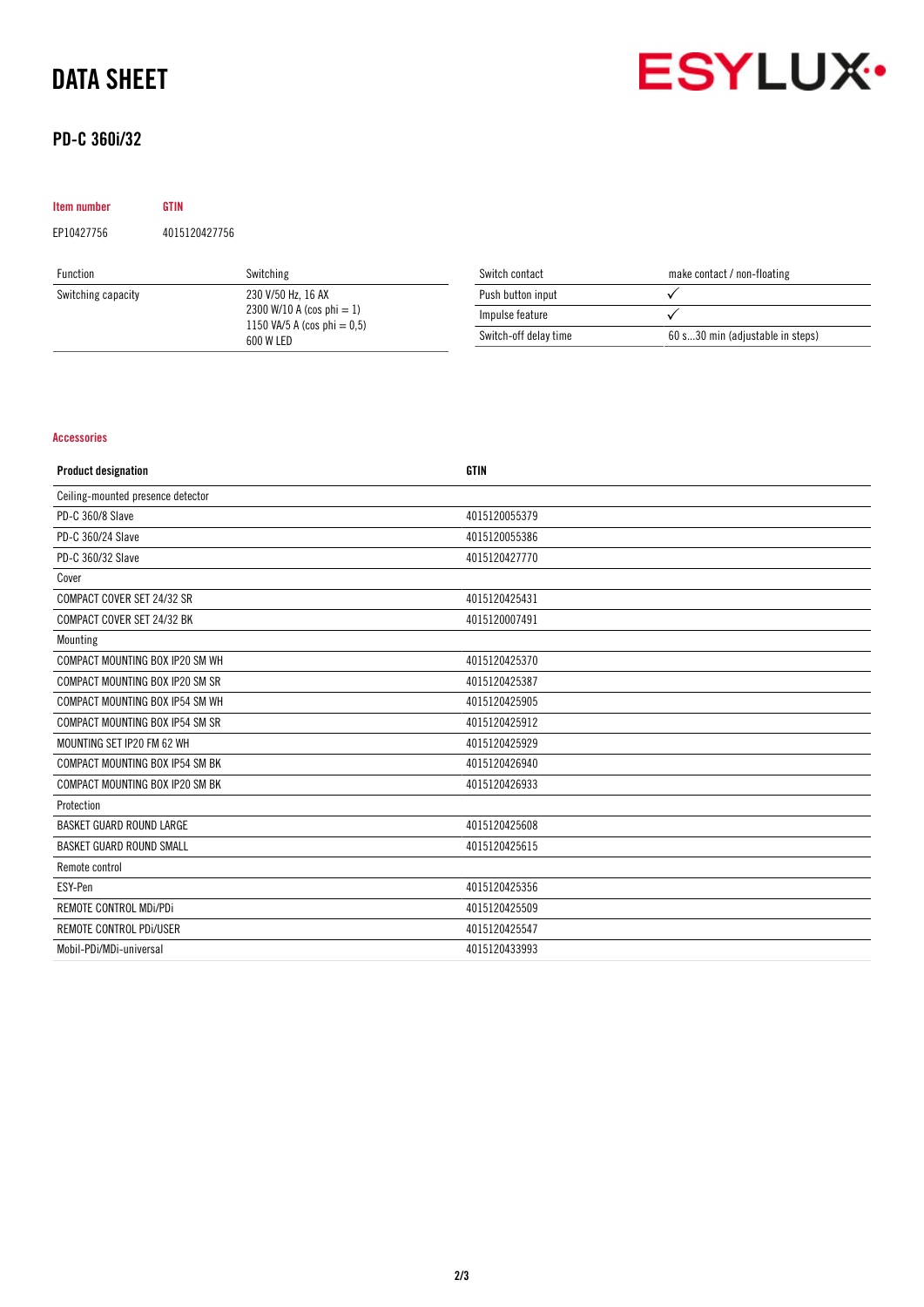# DATA SHEET

## PD-C 360i/32

| Item number | GTIN |
|---|---|
| EP10427756 | 4015120427756 |

| Function | Switching |
|---|---|
| Switching capacity | 230 V/50 Hz, 16 AX<br>2300 W/10 A (cos phi = 1)<br>1150 VA/5 A (cos phi = 0,5)<br>600 W LED |

| Switch contact | make contact / non-floating |
|---|---|
| Push button input | ✓ |
| Impulse feature | ✓ |
| Switch-off delay time | 60 s...30 min (adjustable in steps) |

### Accessories

| Product designation | GTIN |
|---|---|
| Ceiling-mounted presence detector | |
| PD-C 360/8 Slave | 4015120055379 |
| PD-C 360/24 Slave | 4015120055386 |
| PD-C 360/32 Slave | 4015120427770 |
| Cover | |
| COMPACT COVER SET 24/32 SR | 4015120425431 |
| COMPACT COVER SET 24/32 BK | 4015120007491 |
| Mounting | |
| COMPACT MOUNTING BOX IP20 SM WH | 4015120425370 |
| COMPACT MOUNTING BOX IP20 SM SR | 4015120425387 |
| COMPACT MOUNTING BOX IP54 SM WH | 4015120425905 |
| COMPACT MOUNTING BOX IP54 SM SR | 4015120425912 |
| MOUNTING SET IP20 FM 62 WH | 4015120425929 |
| COMPACT MOUNTING BOX IP54 SM BK | 4015120426940 |
| COMPACT MOUNTING BOX IP20 SM BK | 4015120426933 |
| Protection | |
| BASKET GUARD ROUND LARGE | 4015120425608 |
| BASKET GUARD ROUND SMALL | 4015120425615 |
| Remote control | |
| ESY-Pen | 4015120425356 |
| REMOTE CONTROL MDi/PDi | 4015120425509 |
| REMOTE CONTROL PDi/USER | 4015120425547 |
| Mobil-PDi/MDi-universal | 4015120433993 |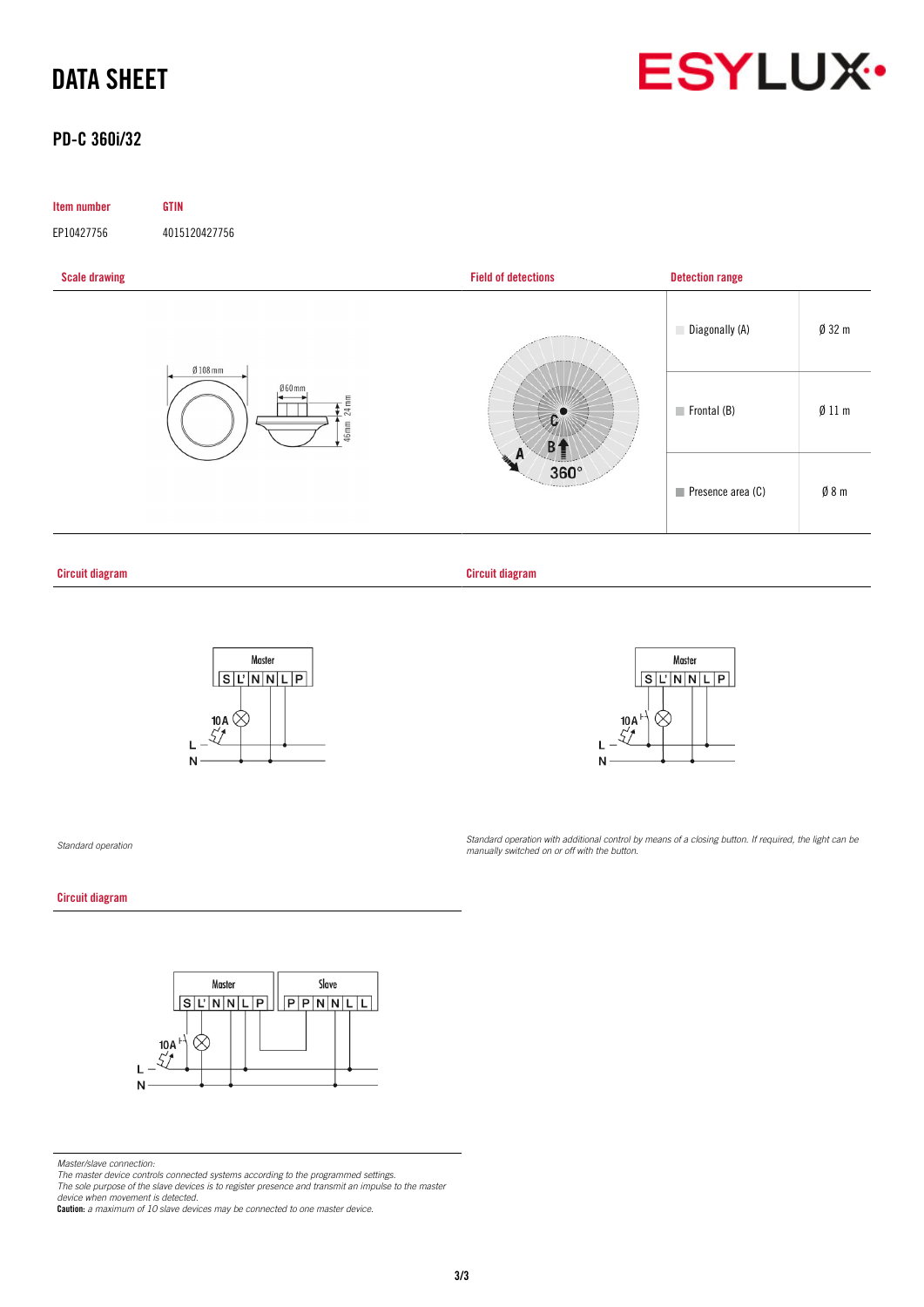# DATA SHEET

## PD-C 360i/32

| Item number | GTIN |
| --- | --- |
| EP10427756 | 4015120427756 |

### Scale drawing

Ø 108 mm
Ø 60 mm
24 mm
46mm

### Field of detections

A
B
C
360°

### Detection range

| | |
| --- | --- |
| Diagonally (A) | Ø 32 m |
| Frontal (B) | Ø 11 m |
| Presence area (C) | Ø 8 m |

### Circuit diagram

Master
S L' N N L P
10 A
L
N

*Standard operation*

### Circuit diagram

Master
S L' N N L P
10 A
L
N

*Standard operation with additional control by means of a closing button. If required, the light can be manually switched on or off with the button.*

### Circuit diagram

Master
S L' N N L P
Slave
P P N N L L
10 A
L
N

*Master/slave connection:*
*The master device controls connected systems according to the programmed settings.*
*The sole purpose of the slave devices is to register presence and transmit an impulse to the master device when movement is detected.*
**Caution:** *a maximum of 10 slave devices may be connected to one master device.*